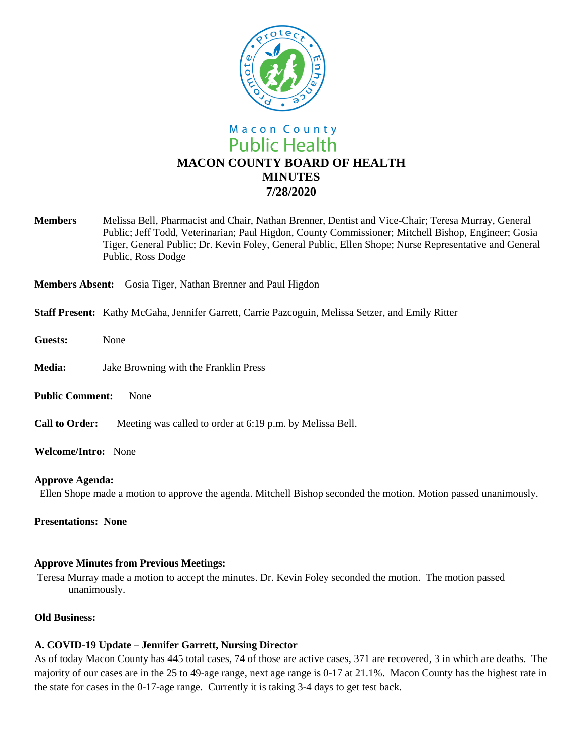Macon County
Public Health

# MACON COUNTY BOARD OF HEALTH
# MINUTES
# 7/28/2020

**Members** Melissa Bell, Pharmacist and Chair, Nathan Brenner, Dentist and Vice-Chair; Teresa Murray, General Public; Jeff Todd, Veterinarian; Paul Higdon, County Commissioner; Mitchell Bishop, Engineer; Gosia Tiger, General Public; Dr. Kevin Foley, General Public, Ellen Shope; Nurse Representative and General Public, Ross Dodge

**Members Absent:** Gosia Tiger, Nathan Brenner and Paul Higdon

**Staff Present:** Kathy McGaha, Jennifer Garrett, Carrie Pazcoguin, Melissa Setzer, and Emily Ritter

**Guests:** None

**Media:** Jake Browning with the Franklin Press

**Public Comment:** None

**Call to Order:** Meeting was called to order at 6:19 p.m. by Melissa Bell.

**Welcome/Intro:** None

**Approve Agenda:**

Ellen Shope made a motion to approve the agenda. Mitchell Bishop seconded the motion. Motion passed unanimously.

**Presentations: None**

**Approve Minutes from Previous Meetings:**

Teresa Murray made a motion to accept the minutes. Dr. Kevin Foley seconded the motion. The motion passed unanimously.

**Old Business:**

**A. COVID-19 Update – Jennifer Garrett, Nursing Director**

As of today Macon County has 445 total cases, 74 of those are active cases, 371 are recovered, 3 in which are deaths. The majority of our cases are in the 25 to 49-age range, next age range is 0-17 at 21.1%. Macon County has the highest rate in the state for cases in the 0-17-age range. Currently it is taking 3-4 days to get test back.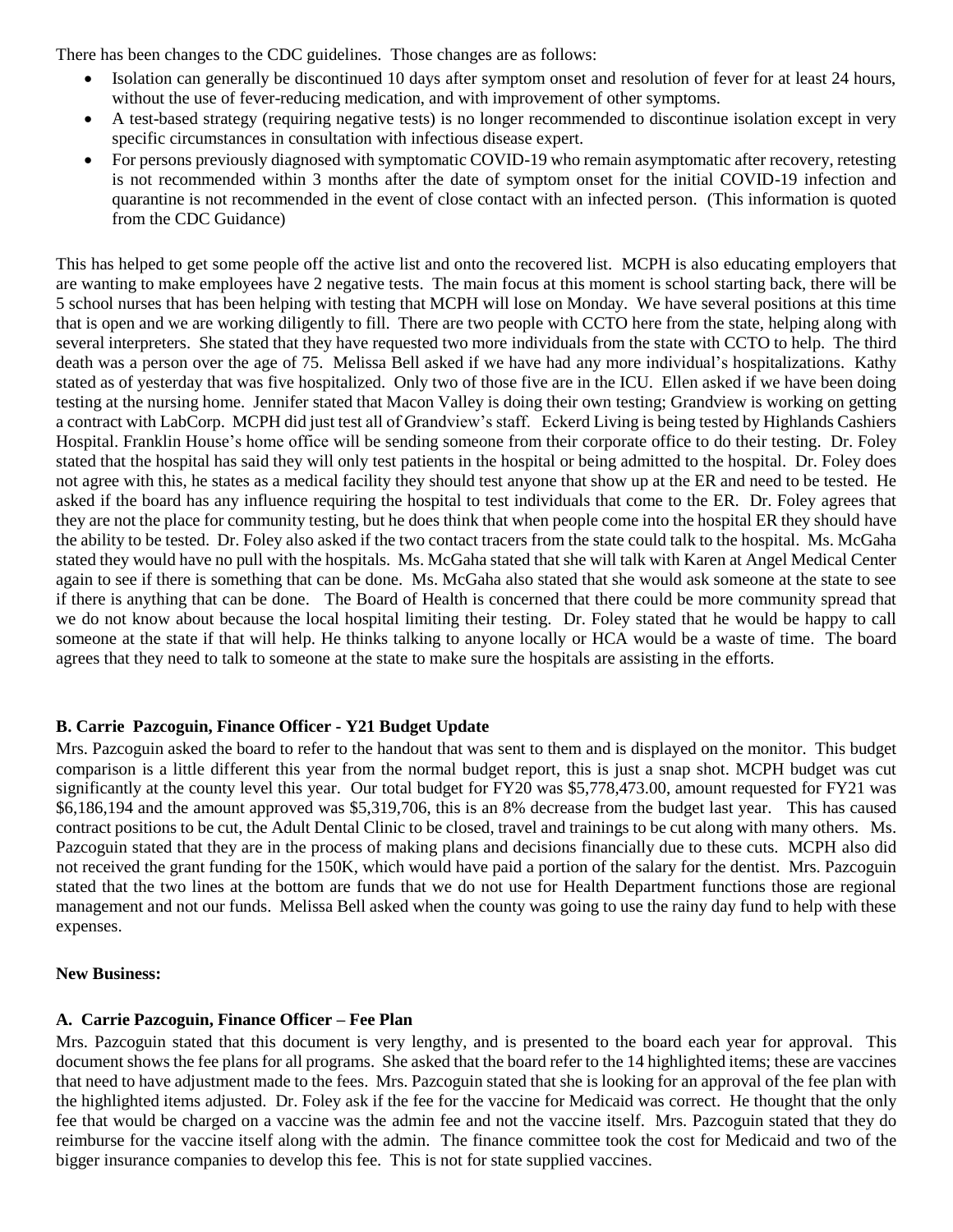There has been changes to the CDC guidelines. Those changes are as follows:

- Isolation can generally be discontinued 10 days after symptom onset and resolution of fever for at least 24 hours, without the use of fever-reducing medication, and with improvement of other symptoms.
- A test-based strategy (requiring negative tests) is no longer recommended to discontinue isolation except in very specific circumstances in consultation with infectious disease expert.
- For persons previously diagnosed with symptomatic COVID-19 who remain asymptomatic after recovery, retesting is not recommended within 3 months after the date of symptom onset for the initial COVID-19 infection and quarantine is not recommended in the event of close contact with an infected person. (This information is quoted from the CDC Guidance)

This has helped to get some people off the active list and onto the recovered list. MCPH is also educating employers that are wanting to make employees have 2 negative tests. The main focus at this moment is school starting back, there will be 5 school nurses that has been helping with testing that MCPH will lose on Monday. We have several positions at this time that is open and we are working diligently to fill. There are two people with CCTO here from the state, helping along with several interpreters. She stated that they have requested two more individuals from the state with CCTO to help. The third death was a person over the age of 75. Melissa Bell asked if we have had any more individual's hospitalizations. Kathy stated as of yesterday that was five hospitalized. Only two of those five are in the ICU. Ellen asked if we have been doing testing at the nursing home. Jennifer stated that Macon Valley is doing their own testing; Grandview is working on getting a contract with LabCorp. MCPH did just test all of Grandview's staff. Eckerd Living is being tested by Highlands Cashiers Hospital. Franklin House's home office will be sending someone from their corporate office to do their testing. Dr. Foley stated that the hospital has said they will only test patients in the hospital or being admitted to the hospital. Dr. Foley does not agree with this, he states as a medical facility they should test anyone that show up at the ER and need to be tested. He asked if the board has any influence requiring the hospital to test individuals that come to the ER. Dr. Foley agrees that they are not the place for community testing, but he does think that when people come into the hospital ER they should have the ability to be tested. Dr. Foley also asked if the two contact tracers from the state could talk to the hospital. Ms. McGaha stated they would have no pull with the hospitals. Ms. McGaha stated that she will talk with Karen at Angel Medical Center again to see if there is something that can be done. Ms. McGaha also stated that she would ask someone at the state to see if there is anything that can be done. The Board of Health is concerned that there could be more community spread that we do not know about because the local hospital limiting their testing. Dr. Foley stated that he would be happy to call someone at the state if that will help. He thinks talking to anyone locally or HCA would be a waste of time. The board agrees that they need to talk to someone at the state to make sure the hospitals are assisting in the efforts.

**B. Carrie Pazcoguin, Finance Officer - Y21 Budget Update**

Mrs. Pazcoguin asked the board to refer to the handout that was sent to them and is displayed on the monitor. This budget comparison is a little different this year from the normal budget report, this is just a snap shot. MCPH budget was cut significantly at the county level this year. Our total budget for FY20 was $5,778,473.00, amount requested for FY21 was $6,186,194 and the amount approved was $5,319,706, this is an 8% decrease from the budget last year. This has caused contract positions to be cut, the Adult Dental Clinic to be closed, travel and trainings to be cut along with many others. Ms. Pazcoguin stated that they are in the process of making plans and decisions financially due to these cuts. MCPH also did not received the grant funding for the 150K, which would have paid a portion of the salary for the dentist. Mrs. Pazcoguin stated that the two lines at the bottom are funds that we do not use for Health Department functions those are regional management and not our funds. Melissa Bell asked when the county was going to use the rainy day fund to help with these expenses.

**New Business:**

**A. Carrie Pazcoguin, Finance Officer – Fee Plan**

Mrs. Pazcoguin stated that this document is very lengthy, and is presented to the board each year for approval. This document shows the fee plans for all programs. She asked that the board refer to the 14 highlighted items; these are vaccines that need to have adjustment made to the fees. Mrs. Pazcoguin stated that she is looking for an approval of the fee plan with the highlighted items adjusted. Dr. Foley ask if the fee for the vaccine for Medicaid was correct. He thought that the only fee that would be charged on a vaccine was the admin fee and not the vaccine itself. Mrs. Pazcoguin stated that they do reimburse for the vaccine itself along with the admin. The finance committee took the cost for Medicaid and two of the bigger insurance companies to develop this fee. This is not for state supplied vaccines.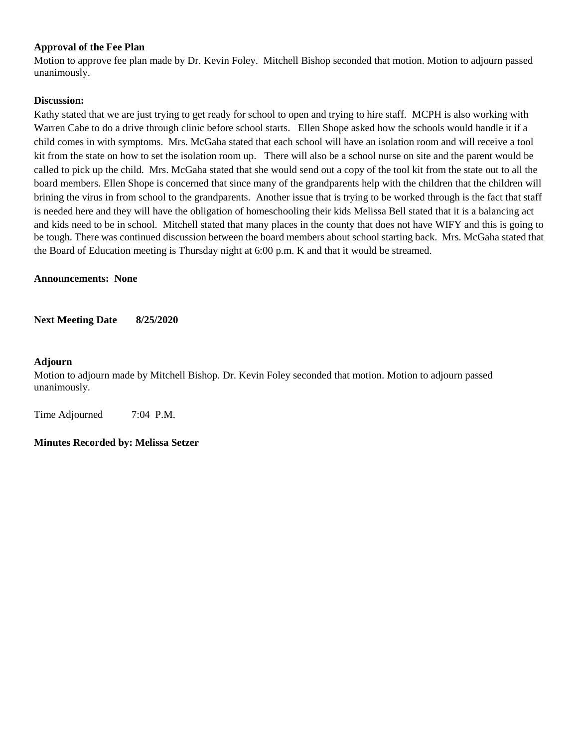**Approval of the Fee Plan**

Motion to approve fee plan made by Dr. Kevin Foley. Mitchell Bishop seconded that motion. Motion to adjourn passed unanimously.

**Discussion:**

Kathy stated that we are just trying to get ready for school to open and trying to hire staff. MCPH is also working with Warren Cabe to do a drive through clinic before school starts. Ellen Shope asked how the schools would handle it if a child comes in with symptoms. Mrs. McGaha stated that each school will have an isolation room and will receive a tool kit from the state on how to set the isolation room up. There will also be a school nurse on site and the parent would be called to pick up the child. Mrs. McGaha stated that she would send out a copy of the tool kit from the state out to all the board members. Ellen Shope is concerned that since many of the grandparents help with the children that the children will brining the virus in from school to the grandparents. Another issue that is trying to be worked through is the fact that staff is needed here and they will have the obligation of homeschooling their kids Melissa Bell stated that it is a balancing act and kids need to be in school. Mitchell stated that many places in the county that does not have WIFY and this is going to be tough. There was continued discussion between the board members about school starting back. Mrs. McGaha stated that the Board of Education meeting is Thursday night at 6:00 p.m. K and that it would be streamed.

**Announcements: None**

**Next Meeting Date 8/25/2020**

**Adjourn**

Motion to adjourn made by Mitchell Bishop. Dr. Kevin Foley seconded that motion. Motion to adjourn passed unanimously.

Time Adjourned 7:04 P.M.

**Minutes Recorded by: Melissa Setzer**